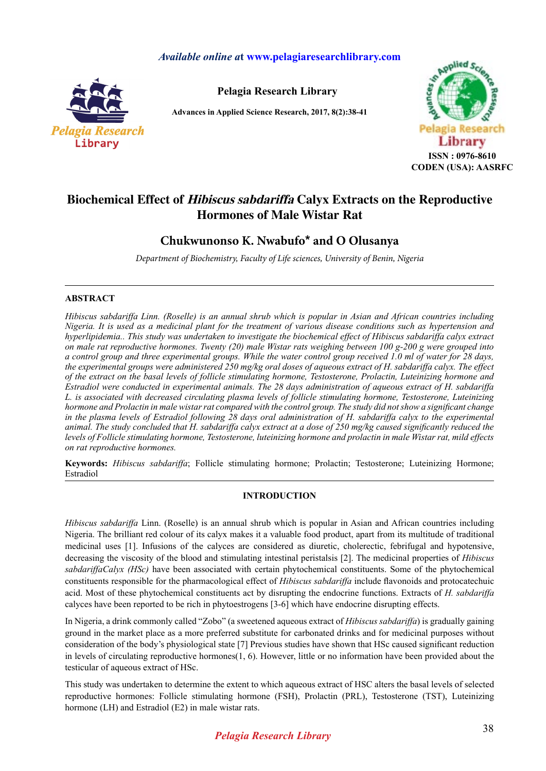# Biochemical Effect of *Hibiscus sabdariffa* Calyx Extracts on the Reproductive Hormones of Male Wistar Rat

## Chukwunonso K. Nwabufo* and O Olusanya

*Department of Biochemistry, Faculty of Life sciences, University of Benin, Nigeria*

---

### ABSTRACT

*Hibiscus sabdariffa Linn. (Roselle) is an annual shrub which is popular in Asian and African countries including Nigeria. It is used as a medicinal plant for the treatment of various disease conditions such as hypertension and hyperlipidemia.. This study was undertaken to investigate the biochemical effect of Hibiscus sabdariffa calyx extract on male rat reproductive hormones. Twenty (20) male Wistar rats weighing between 100 g-200 g were grouped into a control group and three experimental groups. While the water control group received 1.0 ml of water for 28 days, the experimental groups were administered 250 mg/kg oral doses of aqueous extract of H. sabdariffa calyx. The effect of the extract on the basal levels of follicle stimulating hormone, Testosterone, Prolactin, Luteinizing hormone and Estradiol were conducted in experimental animals. The 28 days administration of aqueous extract of H. sabdariffa L. is associated with decreased circulating plasma levels of follicle stimulating hormone, Testosterone, Luteinizing hormone and Prolactin in male wistar rat compared with the control group. The study did not show a significant change in the plasma levels of Estradiol following 28 days oral administration of H. sabdariffa calyx to the experimental animal. The study concluded that H. sabdariffa calyx extract at a dose of 250 mg/kg caused significantly reduced the levels of Follicle stimulating hormone, Testosterone, luteinizing hormone and prolactin in male Wistar rat, mild effects on rat reproductive hormones.*

**Keywords:** *Hibiscus sabdariffa*; Follicle stimulating hormone; Prolactin; Testosterone; Luteinizing Hormone; Estradiol

---

### INTRODUCTION

*Hibiscus sabdariffa* Linn. (Roselle) is an annual shrub which is popular in Asian and African countries including Nigeria. The brilliant red colour of its calyx makes it a valuable food product, apart from its multitude of traditional medicinal uses [1]. Infusions of the calyces are considered as diuretic, cholerectic, febrifugal and hypotensive, decreasing the viscosity of the blood and stimulating intestinal peristalsis [2]. The medicinal properties of *Hibiscus sabdariffaCalyx (HSc)* have been associated with certain phytochemical constituents. Some of the phytochemical constituents responsible for the pharmacological effect of *Hibiscus sabdariffa* include flavonoids and protocatechuic acid. Most of these phytochemical constituents act by disrupting the endocrine functions. Extracts of *H. sabdariffa* calyces have been reported to be rich in phytoestrogens [3-6] which have endocrine disrupting effects.

In Nigeria, a drink commonly called "Zobo" (a sweetened aqueous extract of *Hibiscus sabdariffa*) is gradually gaining ground in the market place as a more preferred substitute for carbonated drinks and for medicinal purposes without consideration of the body's physiological state [7] Previous studies have shown that HSc caused significant reduction in levels of circulating reproductive hormones(1, 6). However, little or no information have been provided about the testicular of aqueous extract of HSc.

This study was undertaken to determine the extent to which aqueous extract of HSC alters the basal levels of selected reproductive hormones: Follicle stimulating hormone (FSH), Prolactin (PRL), Testosterone (TST), Luteinizing hormone (LH) and Estradiol (E2) in male wistar rats.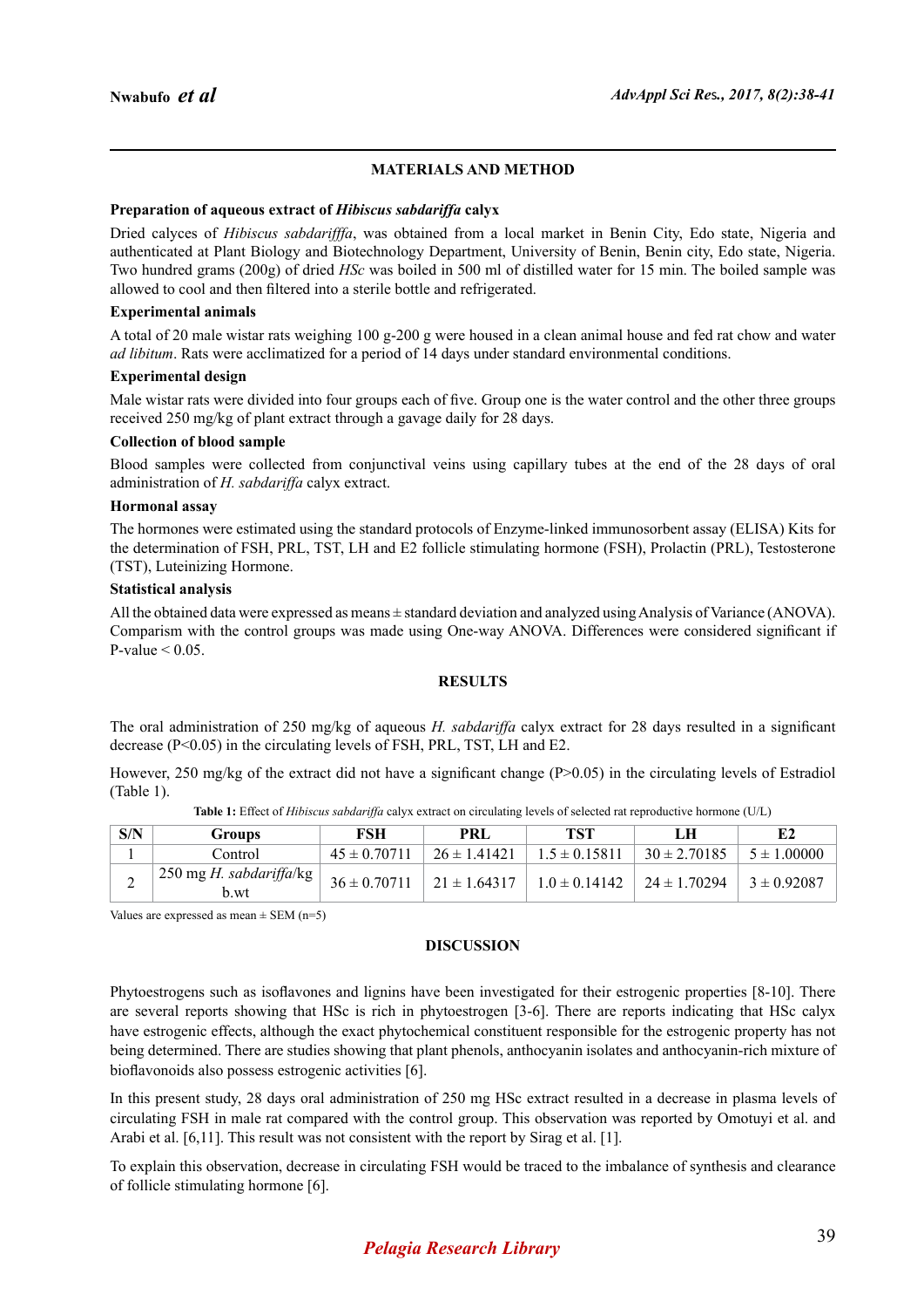## MATERIALS AND METHOD

### Preparation of aqueous extract of *Hibiscus sabdariffa* calyx

Dried calyces of *Hibiscus sabdarifffa*, was obtained from a local market in Benin City, Edo state, Nigeria and authenticated at Plant Biology and Biotechnology Department, University of Benin, Benin city, Edo state, Nigeria. Two hundred grams (200g) of dried *HSc* was boiled in 500 ml of distilled water for 15 min. The boiled sample was allowed to cool and then filtered into a sterile bottle and refrigerated.

### Experimental animals

A total of 20 male wistar rats weighing 100 g-200 g were housed in a clean animal house and fed rat chow and water *ad libitum*. Rats were acclimatized for a period of 14 days under standard environmental conditions.

### Experimental design

Male wistar rats were divided into four groups each of five. Group one is the water control and the other three groups received 250 mg/kg of plant extract through a gavage daily for 28 days.

### Collection of blood sample

Blood samples were collected from conjunctival veins using capillary tubes at the end of the 28 days of oral administration of *H. sabdariffa* calyx extract.

### Hormonal assay

The hormones were estimated using the standard protocols of Enzyme-linked immunosorbent assay (ELISA) Kits for the determination of FSH, PRL, TST, LH and E2 follicle stimulating hormone (FSH), Prolactin (PRL), Testosterone (TST), Luteinizing Hormone.

### Statistical analysis

All the obtained data were expressed as means ± standard deviation and analyzed using Analysis of Variance (ANOVA). Comparism with the control groups was made using One-way ANOVA. Differences were considered significant if P-value < 0.05.

## RESULTS

The oral administration of 250 mg/kg of aqueous *H. sabdariffa* calyx extract for 28 days resulted in a significant decrease (P<0.05) in the circulating levels of FSH, PRL, TST, LH and E2.

However, 250 mg/kg of the extract did not have a significant change (P>0.05) in the circulating levels of Estradiol (Table 1).

**Table 1:** Effect of *Hibiscus sabdariffa* calyx extract on circulating levels of selected rat reproductive hormone (U/L)

| S/N | Groups | FSH | PRL | TST | LH | E2 |
|---|---|---|---|---|---|---|
| 1 | Control | 45 ± 0.70711 | 26 ± 1.41421 | 1.5 ± 0.15811 | 30 ± 2.70185 | 5 ± 1.00000 |
| 2 | 250 mg *H. sabdariffa*/kg b.wt | 36 ± 0.70711 | 21 ± 1.64317 | 1.0 ± 0.14142 | 24 ± 1.70294 | 3 ± 0.92087 |

Values are expressed as mean ± SEM (n=5)

## DISCUSSION

Phytoestrogens such as isoflavones and lignins have been investigated for their estrogenic properties [8-10]. There are several reports showing that HSc is rich in phytoestrogen [3-6]. There are reports indicating that HSc calyx have estrogenic effects, although the exact phytochemical constituent responsible for the estrogenic property has not being determined. There are studies showing that plant phenols, anthocyanin isolates and anthocyanin-rich mixture of bioflavonoids also possess estrogenic activities [6].

In this present study, 28 days oral administration of 250 mg HSc extract resulted in a decrease in plasma levels of circulating FSH in male rat compared with the control group. This observation was reported by Omotuyi et al. and Arabi et al. [6,11]. This result was not consistent with the report by Sirag et al. [1].

To explain this observation, decrease in circulating FSH would be traced to the imbalance of synthesis and clearance of follicle stimulating hormone [6].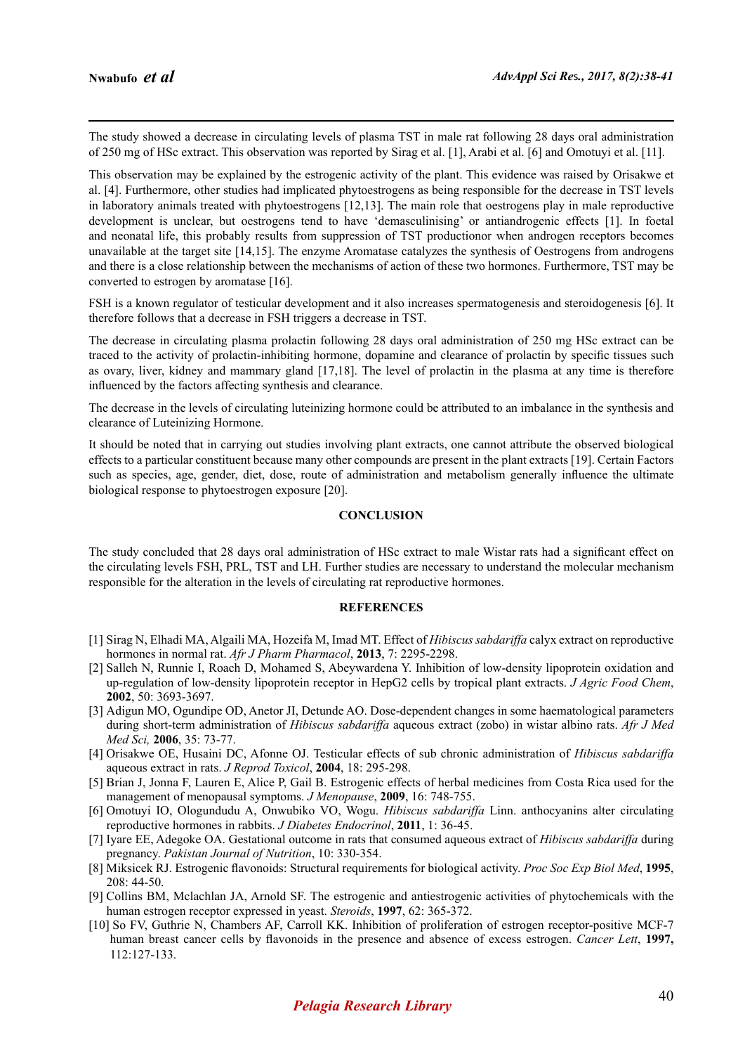The study showed a decrease in circulating levels of plasma TST in male rat following 28 days oral administration of 250 mg of HSc extract. This observation was reported by Sirag et al. [1], Arabi et al. [6] and Omotuyi et al. [11].

This observation may be explained by the estrogenic activity of the plant. This evidence was raised by Orisakwe et al. [4]. Furthermore, other studies had implicated phytoestrogens as being responsible for the decrease in TST levels in laboratory animals treated with phytoestrogens [12,13]. The main role that oestrogens play in male reproductive development is unclear, but oestrogens tend to have 'demasculinising' or antiandrogenic effects [1]. In foetal and neonatal life, this probably results from suppression of TST productionor when androgen receptors becomes unavailable at the target site [14,15]. The enzyme Aromatase catalyzes the synthesis of Oestrogens from androgens and there is a close relationship between the mechanisms of action of these two hormones. Furthermore, TST may be converted to estrogen by aromatase [16].

FSH is a known regulator of testicular development and it also increases spermatogenesis and steroidogenesis [6]. It therefore follows that a decrease in FSH triggers a decrease in TST.

The decrease in circulating plasma prolactin following 28 days oral administration of 250 mg HSc extract can be traced to the activity of prolactin-inhibiting hormone, dopamine and clearance of prolactin by specific tissues such as ovary, liver, kidney and mammary gland [17,18]. The level of prolactin in the plasma at any time is therefore influenced by the factors affecting synthesis and clearance.

The decrease in the levels of circulating luteinizing hormone could be attributed to an imbalance in the synthesis and clearance of Luteinizing Hormone.

It should be noted that in carrying out studies involving plant extracts, one cannot attribute the observed biological effects to a particular constituent because many other compounds are present in the plant extracts [19]. Certain Factors such as species, age, gender, diet, dose, route of administration and metabolism generally influence the ultimate biological response to phytoestrogen exposure [20].

## CONCLUSION

The study concluded that 28 days oral administration of HSc extract to male Wistar rats had a significant effect on the circulating levels FSH, PRL, TST and LH. Further studies are necessary to understand the molecular mechanism responsible for the alteration in the levels of circulating rat reproductive hormones.

## REFERENCES

[1] Sirag N, Elhadi MA, Algaili MA, Hozeifa M, Imad MT. Effect of *Hibiscus sabdariffa* calyx extract on reproductive hormones in normal rat. *Afr J Pharm Pharmacol*, **2013**, 7: 2295-2298.

[2] Salleh N, Runnie I, Roach D, Mohamed S, Abeywardena Y. Inhibition of low-density lipoprotein oxidation and up-regulation of low-density lipoprotein receptor in HepG2 cells by tropical plant extracts. *J Agric Food Chem*, **2002**, 50: 3693-3697.

[3] Adigun MO, Ogundipe OD, Anetor JI, Detunde AO. Dose-dependent changes in some haematological parameters during short-term administration of *Hibiscus sabdariffa* aqueous extract (zobo) in wistar albino rats. *Afr J Med Med Sci,* **2006**, 35: 73-77.

[4] Orisakwe OE, Husaini DC, Afonne OJ. Testicular effects of sub chronic administration of *Hibiscus sabdariffa* aqueous extract in rats. *J Reprod Toxicol*, **2004**, 18: 295-298.

[5] Brian J, Jonna F, Lauren E, Alice P, Gail B. Estrogenic effects of herbal medicines from Costa Rica used for the management of menopausal symptoms. *J Menopause*, **2009**, 16: 748-755.

[6] Omotuyi IO, Ologundudu A, Onwubiko VO, Wogu. *Hibiscus sabdariffa* Linn. anthocyanins alter circulating reproductive hormones in rabbits. *J Diabetes Endocrinol*, **2011**, 1: 36-45.

[7] Iyare EE, Adegoke OA. Gestational outcome in rats that consumed aqueous extract of *Hibiscus sabdariffa* during pregnancy. *Pakistan Journal of Nutrition*, 10: 330-354.

[8] Miksicek RJ. Estrogenic flavonoids: Structural requirements for biological activity. *Proc Soc Exp Biol Med*, **1995**, 208: 44-50.

[9] Collins BM, Mclachlan JA, Arnold SF. The estrogenic and antiestrogenic activities of phytochemicals with the human estrogen receptor expressed in yeast. *Steroids*, **1997**, 62: 365-372.

[10] So FV, Guthrie N, Chambers AF, Carroll KK. Inhibition of proliferation of estrogen receptor-positive MCF-7 human breast cancer cells by flavonoids in the presence and absence of excess estrogen. *Cancer Lett*, **1997,** 112:127-133.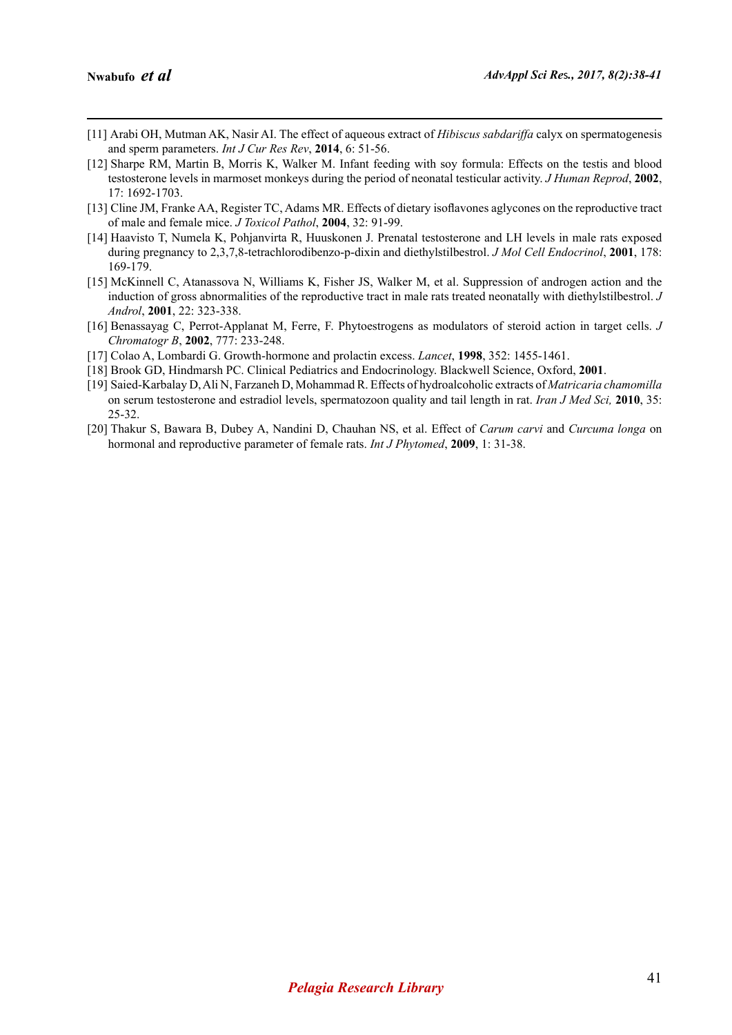[11] Arabi OH, Mutman AK, Nasir AI. The effect of aqueous extract of *Hibiscus sabdariffa* calyx on spermatogenesis and sperm parameters. *Int J Cur Res Rev*, **2014**, 6: 51-56.

[12] Sharpe RM, Martin B, Morris K, Walker M. Infant feeding with soy formula: Effects on the testis and blood testosterone levels in marmoset monkeys during the period of neonatal testicular activity. *J Human Reprod*, **2002**, 17: 1692-1703.

[13] Cline JM, Franke AA, Register TC, Adams MR. Effects of dietary isoflavones aglycones on the reproductive tract of male and female mice. *J Toxicol Pathol*, **2004**, 32: 91-99.

[14] Haavisto T, Numela K, Pohjanvirta R, Huuskonen J. Prenatal testosterone and LH levels in male rats exposed during pregnancy to 2,3,7,8-tetrachlorodibenzo-p-dixin and diethylstilbestrol. *J Mol Cell Endocrinol*, **2001**, 178: 169-179.

[15] McKinnell C, Atanassova N, Williams K, Fisher JS, Walker M, et al. Suppression of androgen action and the induction of gross abnormalities of the reproductive tract in male rats treated neonatally with diethylstilbestrol. *J Androl*, **2001**, 22: 323-338.

[16] Benassayag C, Perrot-Applanat M, Ferre, F. Phytoestrogens as modulators of steroid action in target cells. *J Chromatogr B*, **2002**, 777: 233-248.

[17] Colao A, Lombardi G. Growth-hormone and prolactin excess. *Lancet*, **1998**, 352: 1455-1461.

[18] Brook GD, Hindmarsh PC. Clinical Pediatrics and Endocrinology. Blackwell Science, Oxford, **2001**.

[19] Saied-Karbalay D, Ali N, Farzaneh D, Mohammad R. Effects of hydroalcoholic extracts of *Matricaria chamomilla* on serum testosterone and estradiol levels, spermatozoon quality and tail length in rat. *Iran J Med Sci,* **2010**, 35: 25-32.

[20] Thakur S, Bawara B, Dubey A, Nandini D, Chauhan NS, et al. Effect of *Carum carvi* and *Curcuma longa* on hormonal and reproductive parameter of female rats. *Int J Phytomed*, **2009**, 1: 31-38.